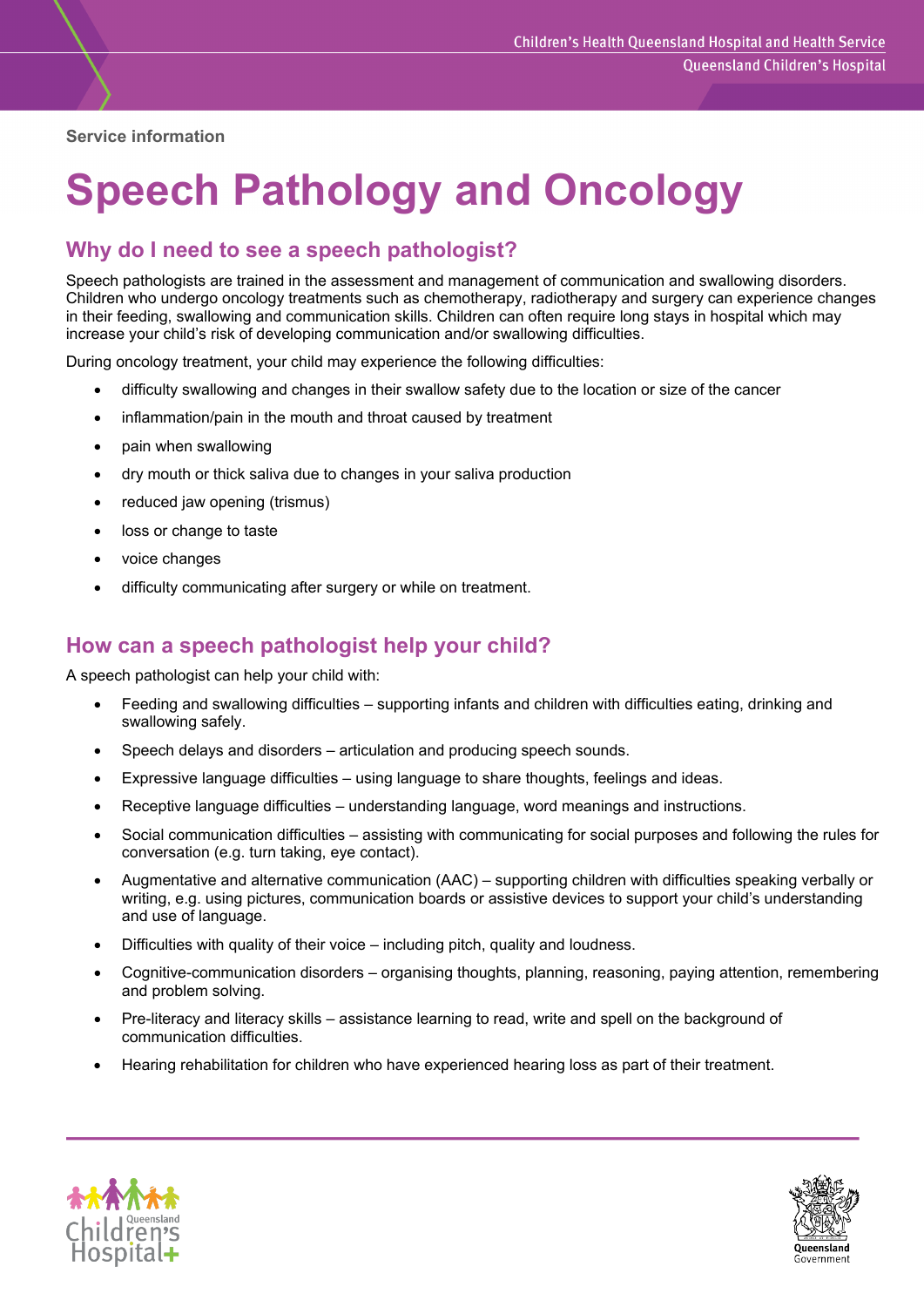Service information

# Speech Pathology and Oncology

## Why do I need to see a speech pathologist?

Speech pathologists are trained in the assessment and management of communication and swallowing disorders. Children who undergo oncology treatments such as chemotherapy, radiotherapy and surgery can experience changes in their feeding, swallowing and communication skills. Children can often require long stays in hospital which may increase your child's risk of developing communication and/or swallowing difficulties.

During oncology treatment, your child may experience the following difficulties:

- difficulty swallowing and changes in their swallow safety due to the location or size of the cancer
- inflammation/pain in the mouth and throat caused by treatment
- pain when swallowing
- dry mouth or thick saliva due to changes in your saliva production
- reduced jaw opening (trismus)
- loss or change to taste
- voice changes
- difficulty communicating after surgery or while on treatment.

## How can a speech pathologist help your child?

A speech pathologist can help your child with:

- Feeding and swallowing difficulties – supporting infants and children with difficulties eating, drinking and swallowing safely.
- Speech delays and disorders – articulation and producing speech sounds.
- Expressive language difficulties – using language to share thoughts, feelings and ideas.
- Receptive language difficulties – understanding language, word meanings and instructions.
- Social communication difficulties – assisting with communicating for social purposes and following the rules for conversation (e.g. turn taking, eye contact).
- Augmentative and alternative communication (AAC) – supporting children with difficulties speaking verbally or writing, e.g. using pictures, communication boards or assistive devices to support your child's understanding and use of language.
- Difficulties with quality of their voice – including pitch, quality and loudness.
- Cognitive-communication disorders – organising thoughts, planning, reasoning, paying attention, remembering and problem solving.
- Pre-literacy and literacy skills – assistance learning to read, write and spell on the background of communication difficulties.
- Hearing rehabilitation for children who have experienced hearing loss as part of their treatment.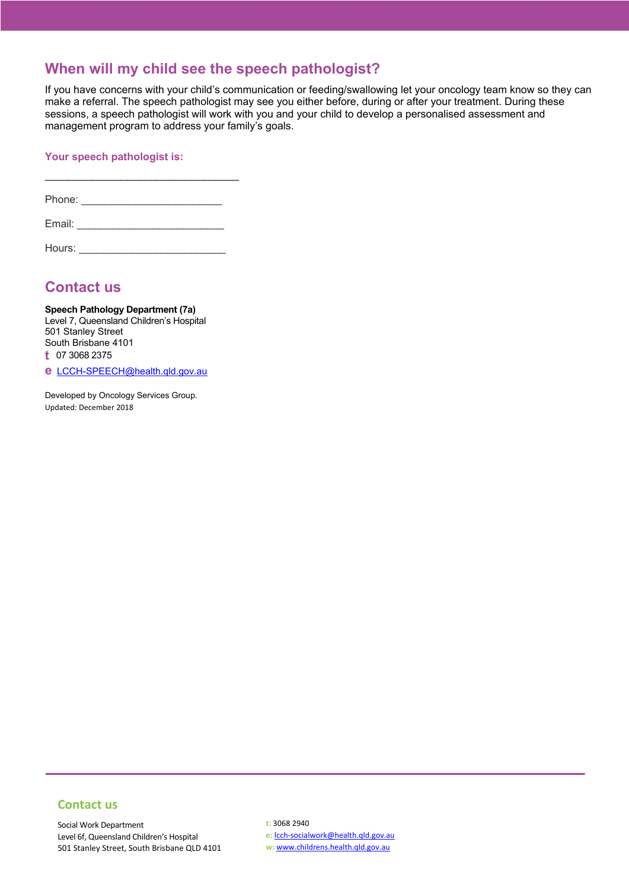## When will my child see the speech pathologist?

If you have concerns with your child's communication or feeding/swallowing let your oncology team know so they can make a referral. The speech pathologist may see you either before, during or after your treatment. During these sessions, a speech pathologist will work with you and your child to develop a personalised assessment and management program to address your family's goals.

**Your speech pathologist is:**

________________________________

Phone: ________________________

Email: _________________________

Hours: _________________________

## Contact us

**Speech Pathology Department (7a)**
Level 7, Queensland Children's Hospital
501 Stanley Street
South Brisbane 4101

**t** 07 3068 2375

**e** LCCH-SPEECH@health.qld.gov.au

Developed by Oncology Services Group.
Updated: December 2018

## Contact us

Social Work Department
Level 6f, Queensland Children's Hospital
501 Stanley Street, South Brisbane QLD 4101

**t:** 3068 2940
**e:** lcch-socialwork@health.qld.gov.au
**w:** www.childrens.health.qld.gov.au